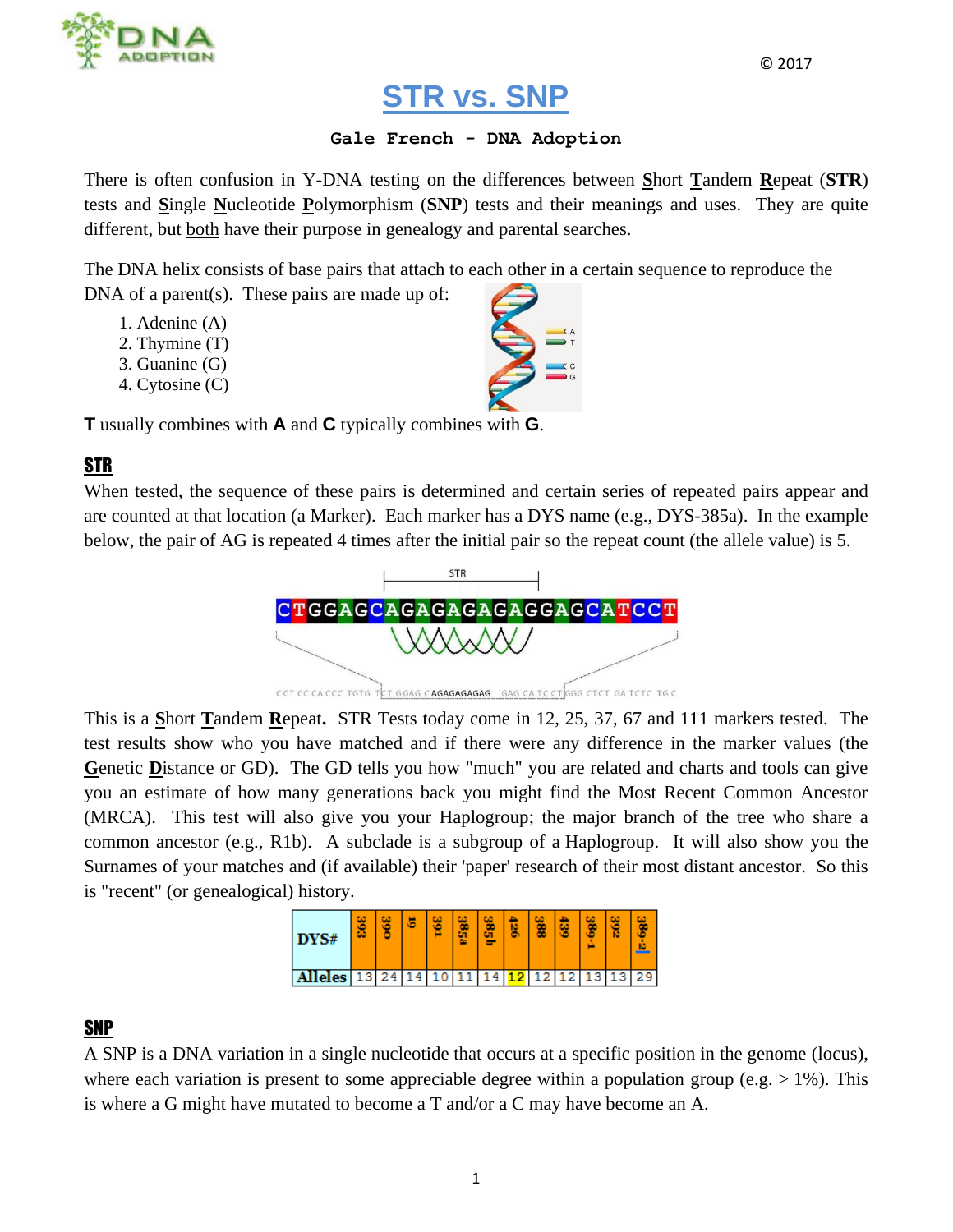© 2017

# STR vs. SNP

**Gale French - DNA Adoption**

There is often confusion in Y-DNA testing on the differences between **S**hort **T**andem **R**epeat (**STR**) tests and **S**ingle **N**ucleotide **P**olymorphism (**SNP**) tests and their meanings and uses. They are quite different, but both have their purpose in genealogy and parental searches.

The DNA helix consists of base pairs that attach to each other in a certain sequence to reproduce the DNA of a parent(s). These pairs are made up of:

1. Adenine (A)
2. Thymine (T)
3. Guanine (G)
4. Cytosine (C)

**T** usually combines with **A** and **C** typically combines with **G**.

## STR

When tested, the sequence of these pairs is determined and certain series of repeated pairs appear and are counted at that location (a Marker). Each marker has a DYS name (e.g., DYS-385a). In the example below, the pair of AG is repeated 4 times after the initial pair so the repeat count (the allele value) is 5.

STR

CTGGAGCAGAGAGAGAGAGGAGCATCCT

This is a **S**hort **T**andem **R**epeat**.** STR Tests today come in 12, 25, 37, 67 and 111 markers tested. The test results show who you have matched and if there were any difference in the marker values (the **G**enetic **D**istance or GD). The GD tells you how "much" you are related and charts and tools can give you an estimate of how many generations back you might find the Most Recent Common Ancestor (MRCA). This test will also give you your Haplogroup; the major branch of the tree who share a common ancestor (e.g., R1b). A subclade is a subgroup of a Haplogroup. It will also show you the Surnames of your matches and (if available) their 'paper' research of their most distant ancestor. So this is "recent" (or genealogical) history.

| DYS# | 393 | 390 | 19 | 391 | 385a | 385b | 426 | 388 | 439 | 389-1 | 392 | 389-2 |
|---|---|---|---|---|---|---|---|---|---|---|---|---|
| Alleles | 13 | 24 | 14 | 10 | 11 | 14 | 12 | 12 | 12 | 13 | 13 | 29 |

## SNP

A SNP is a DNA variation in a single nucleotide that occurs at a specific position in the genome (locus), where each variation is present to some appreciable degree within a population group (e.g. > 1%). This is where a G might have mutated to become a T and/or a C may have become an A.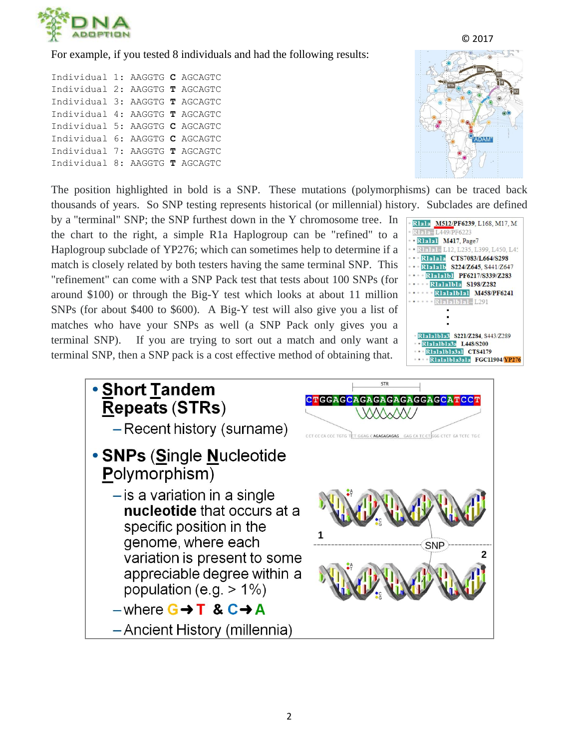For example, if you tested 8 individuals and had the following results:

```
Individual 1: AAGGTG C AGCAGTC
Individual 2: AAGGTG T AGCAGTC
Individual 3: AAGGTG T AGCAGTC
Individual 4: AAGGTG T AGCAGTC
Individual 5: AAGGTG C AGCAGTC
Individual 6: AAGGTG C AGCAGTC
Individual 7: AAGGTG T AGCAGTC
Individual 8: AAGGTG T AGCAGTC
```

The position highlighted in bold is a SNP. These mutations (polymorphisms) can be traced back thousands of years. So SNP testing represents historical (or millennial) history. Subclades are defined by a "terminal" SNP; the SNP furthest down in the Y chromosome tree. In the chart to the right, a simple R1a Haplogroup can be "refined" to a Haplogroup subclade of YP276; which can sometimes help to determine if a match is closely related by both testers having the same terminal SNP. This "refinement" can come with a SNP Pack test that tests about 100 SNPs (for around $100) or through the Big-Y test which looks at about 11 million SNPs (for about $400 to $600). A Big-Y test will also give you a list of matches who have your SNPs as well (a SNP Pack only gives you a terminal SNP). If you are trying to sort out a match and only want a terminal SNP, then a SNP pack is a cost effective method of obtaining that.

R1a M512/PF6239, L168, M17, M
R1a1 L449/PF6223
R1a1a M417, Page7
R1a1a1 L12, L235, L399, L450, L4
R1a1a1a CTS7083/L664/S298
R1a1a1b S224/Z645, S441/Z647
R1a1a1b1 PF6217/S339/Z283
R1a1a1b1a S198/Z282
R1a1a1b1a1 M458/PF6241
R1a1a1b1a1 L291
⋮
R1a1a1b1a3 S221/Z284, S443/Z289
R1a1a1b1a3a L448/S200
R1a1a1b1a3a1 CTS4179
R1a1a1b1a3a1a FGC11904/YP276

- **Short Tandem Repeats (STRs)**
  - Recent history (surname)
- **SNPs (Single Nucleotide Polymorphism)**
  - is a variation in a single **nucleotide** that occurs at a specific position in the genome, where each variation is present to some appreciable degree within a population (e.g. > 1%)
  - where G → T & C → A
  - Ancient History (millennia)

STR
CTGGAGCAGAGAGAGAGGAGCATCCT

SNP